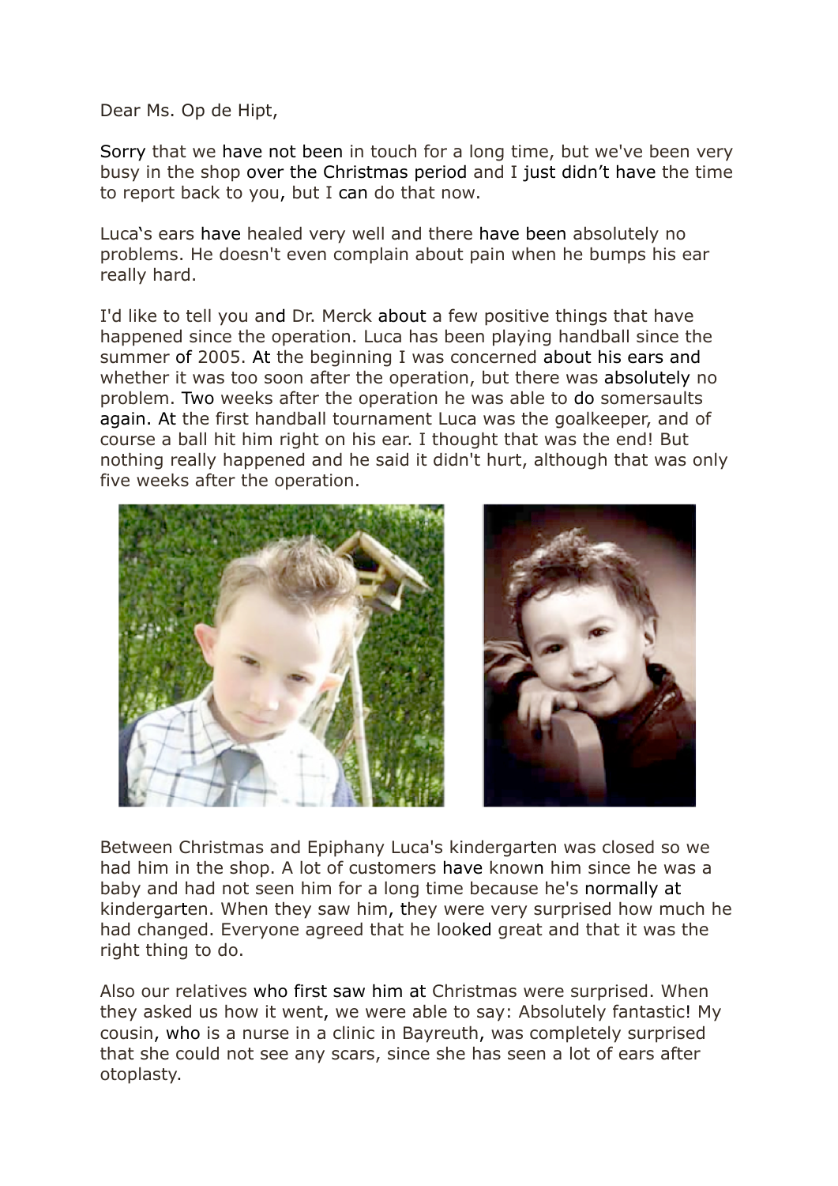Dear Ms. Op de Hipt,

Sorry that we have not been in touch for a long time, but we've been very busy in the shop over the Christmas period and I just didn't have the time to report back to you, but I can do that now.

Luca's ears have healed very well and there have been absolutely no problems. He doesn't even complain about pain when he bumps his ear really hard.

I'd like to tell you and Dr. Merck about a few positive things that have happened since the operation. Luca has been playing handball since the summer of 2005. At the beginning I was concerned about his ears and whether it was too soon after the operation, but there was absolutely no problem. Two weeks after the operation he was able to do somersaults again. At the first handball tournament Luca was the goalkeeper, and of course a ball hit him right on his ear. I thought that was the end! But nothing really happened and he said it didn't hurt, although that was only five weeks after the operation.

Between Christmas and Epiphany Luca's kindergarten was closed so we had him in the shop. A lot of customers have known him since he was a baby and had not seen him for a long time because he's normally at kindergarten. When they saw him, they were very surprised how much he had changed. Everyone agreed that he looked great and that it was the right thing to do.

Also our relatives who first saw him at Christmas were surprised. When they asked us how it went, we were able to say: Absolutely fantastic! My cousin, who is a nurse in a clinic in Bayreuth, was completely surprised that she could not see any scars, since she has seen a lot of ears after otoplasty.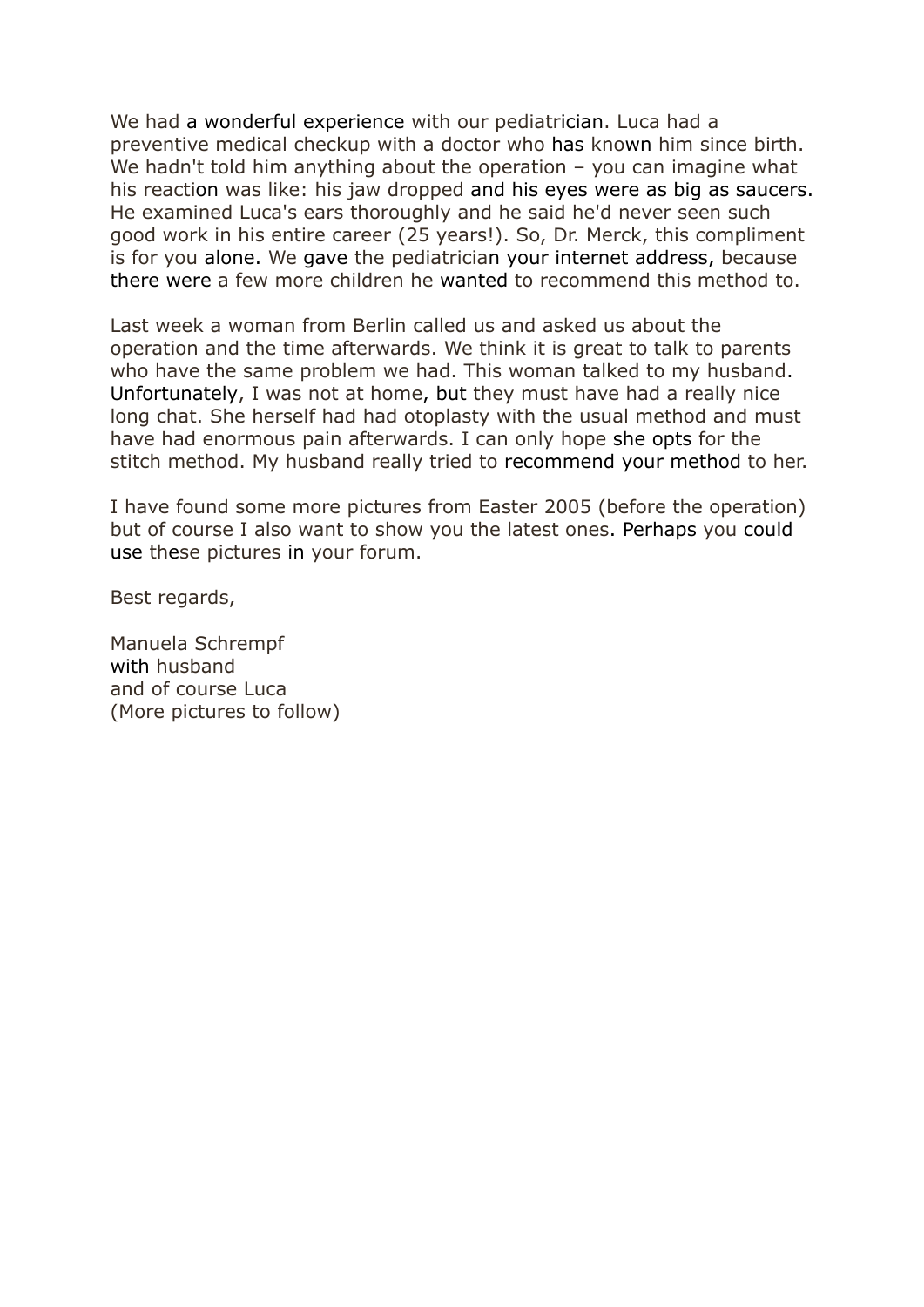We had a wonderful experience with our pediatrician. Luca had a preventive medical checkup with a doctor who has known him since birth. We hadn't told him anything about the operation – you can imagine what his reaction was like: his jaw dropped and his eyes were as big as saucers. He examined Luca's ears thoroughly and he said he'd never seen such good work in his entire career (25 years!). So, Dr. Merck, this compliment is for you alone. We gave the pediatrician your internet address, because there were a few more children he wanted to recommend this method to.

Last week a woman from Berlin called us and asked us about the operation and the time afterwards. We think it is great to talk to parents who have the same problem we had. This woman talked to my husband. Unfortunately, I was not at home, but they must have had a really nice long chat. She herself had had otoplasty with the usual method and must have had enormous pain afterwards. I can only hope she opts for the stitch method. My husband really tried to recommend your method to her.

I have found some more pictures from Easter 2005 (before the operation) but of course I also want to show you the latest ones. Perhaps you could use these pictures in your forum.

Best regards,

Manuela Schrempf  
with husband  
and of course Luca  
(More pictures to follow)